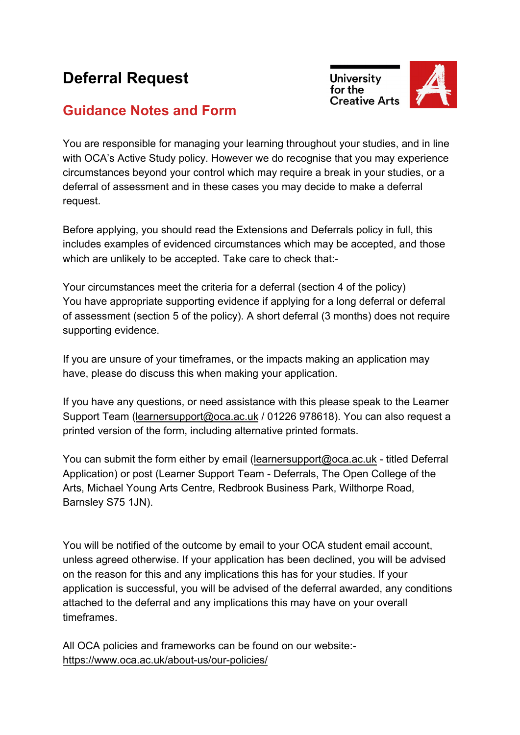# Deferral Request

## Guidance Notes and Form

You are responsible for managing your learning throughout your studies, and in line with OCA's Active Study policy. However we do recognise that you may experience circumstances beyond your control which may require a break in your studies, or a deferral of assessment and in these cases you may decide to make a deferral request.

Before applying, you should read the Extensions and Deferrals policy in full, this includes examples of evidenced circumstances which may be accepted, and those which are unlikely to be accepted. Take care to check that:-

Your circumstances meet the criteria for a deferral (section 4 of the policy)
You have appropriate supporting evidence if applying for a long deferral or deferral of assessment (section 5 of the policy). A short deferral (3 months) does not require supporting evidence.

If you are unsure of your timeframes, or the impacts making an application may have, please do discuss this when making your application.

If you have any questions, or need assistance with this please speak to the Learner Support Team (learnersupport@oca.ac.uk / 01226 978618). You can also request a printed version of the form, including alternative printed formats.

You can submit the form either by email (learnersupport@oca.ac.uk - titled Deferral Application) or post (Learner Support Team - Deferrals, The Open College of the Arts, Michael Young Arts Centre, Redbrook Business Park, Wilthorpe Road, Barnsley S75 1JN).

You will be notified of the outcome by email to your OCA student email account, unless agreed otherwise. If your application has been declined, you will be advised on the reason for this and any implications this has for your studies. If your application is successful, you will be advised of the deferral awarded, any conditions attached to the deferral and any implications this may have on your overall timeframes.

All OCA policies and frameworks can be found on our website:-
https://www.oca.ac.uk/about-us/our-policies/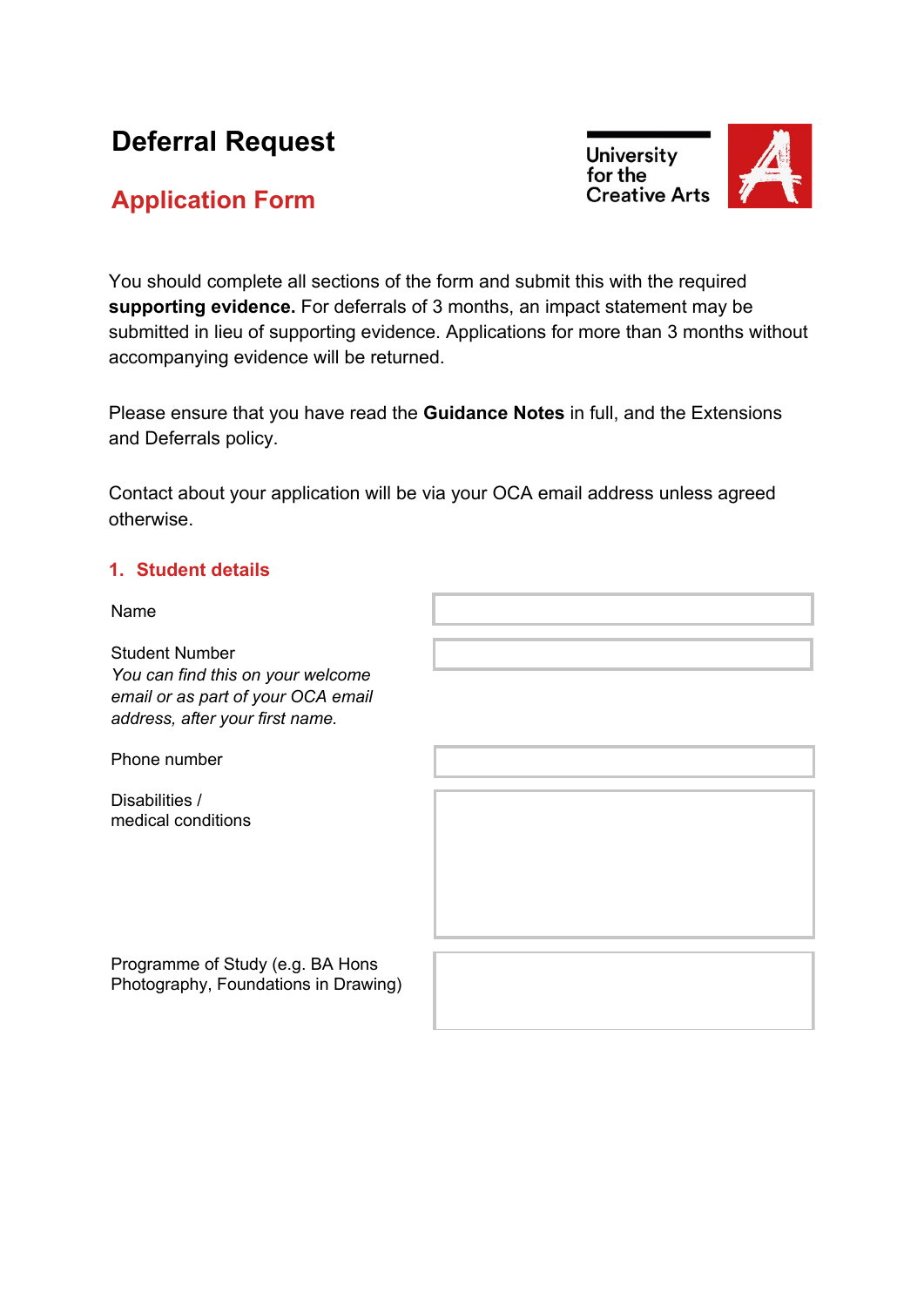# Deferral Request

## Application Form

University for the Creative Arts

You should complete all sections of the form and submit this with the required **supporting evidence.** For deferrals of 3 months, an impact statement may be submitted in lieu of supporting evidence. Applications for more than 3 months without accompanying evidence will be returned.

Please ensure that you have read the **Guidance Notes** in full, and the Extensions and Deferrals policy.

Contact about your application will be via your OCA email address unless agreed otherwise.

### 1. Student details

| | |
|---|---|
| Name | |
| Student Number<br>*You can find this on your welcome email or as part of your OCA email address, after your first name.* | |
| Phone number | |
| Disabilities / medical conditions | |
| Programme of Study (e.g. BA Hons Photography, Foundations in Drawing) | |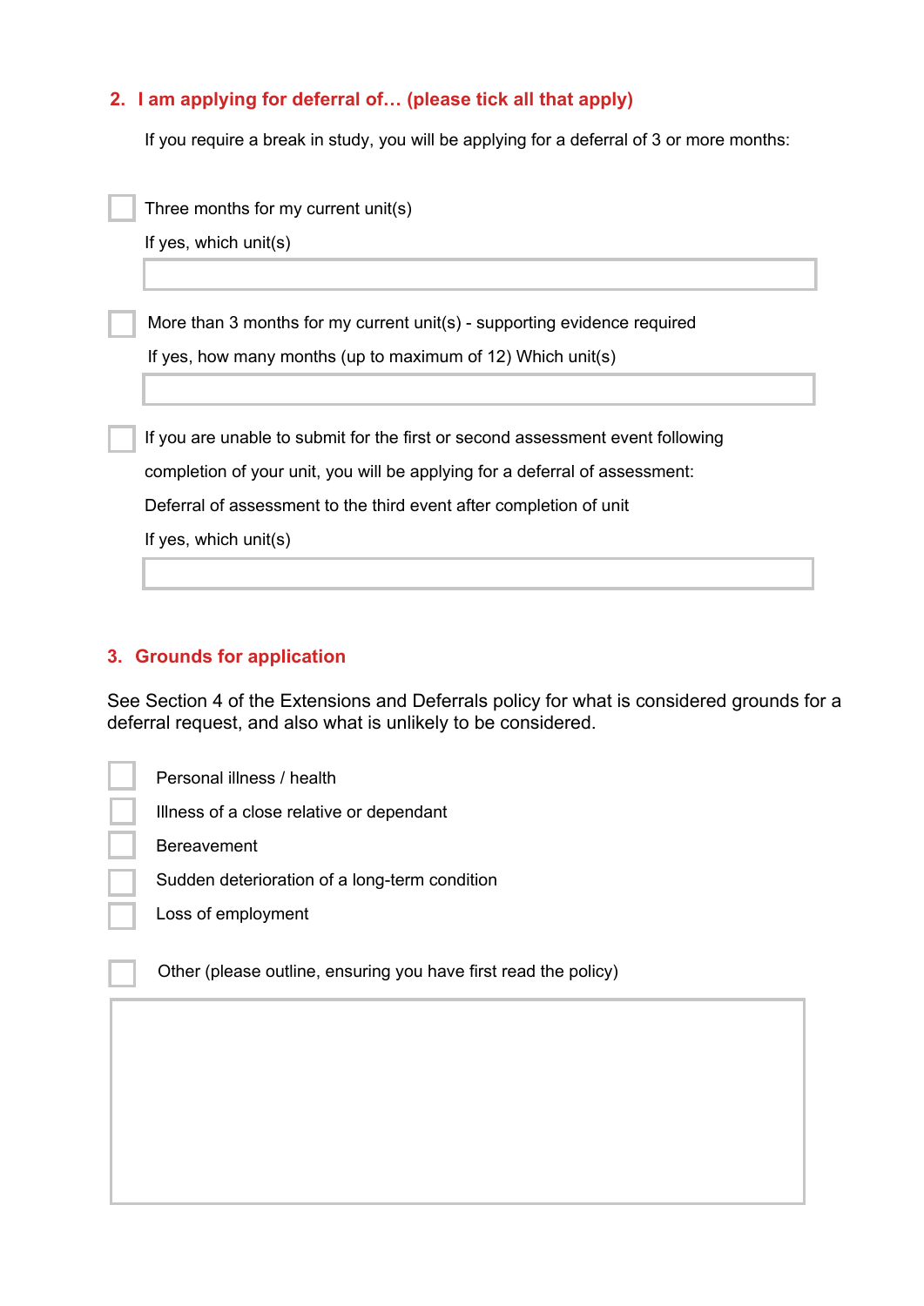## 2. I am applying for deferral of… (please tick all that apply)

If you require a break in study, you will be applying for a deferral of 3 or more months:

- [ ] Three months for my current unit(s)

  If yes, which unit(s)

- [ ] More than 3 months for my current unit(s) - supporting evidence required

  If yes, how many months (up to maximum of 12) Which unit(s)

- [ ] If you are unable to submit for the first or second assessment event following completion of your unit, you will be applying for a deferral of assessment:

  Deferral of assessment to the third event after completion of unit

  If yes, which unit(s)

## 3. Grounds for application

See Section 4 of the Extensions and Deferrals policy for what is considered grounds for a deferral request, and also what is unlikely to be considered.

- [ ] Personal illness / health
- [ ] Illness of a close relative or dependant
- [ ] Bereavement
- [ ] Sudden deterioration of a long-term condition
- [ ] Loss of employment

- [ ] Other (please outline, ensuring you have first read the policy)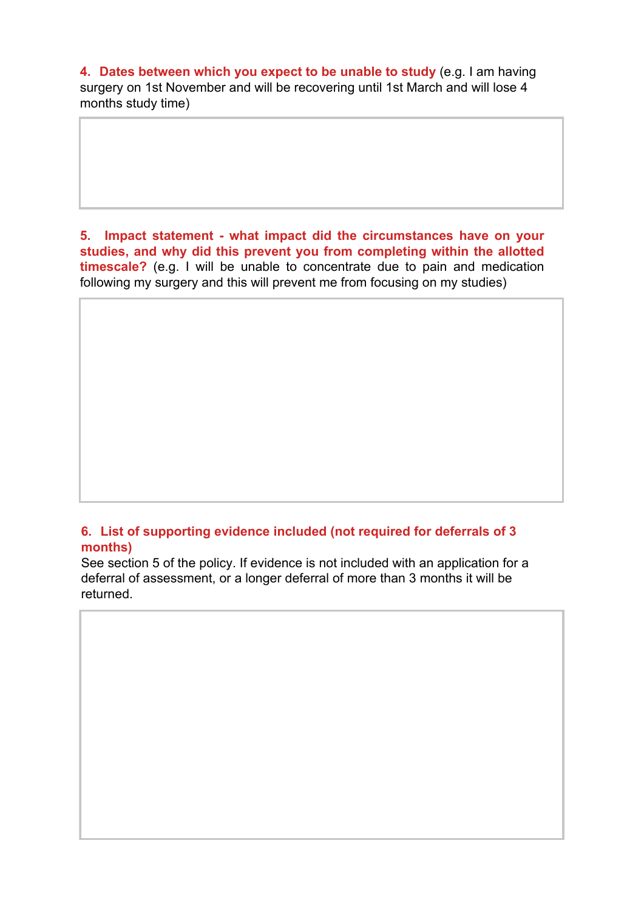**4. Dates between which you expect to be unable to study** (e.g. I am having surgery on 1st November and will be recovering until 1st March and will lose 4 months study time)

**5. Impact statement - what impact did the circumstances have on your studies, and why did this prevent you from completing within the allotted timescale?** (e.g. I will be unable to concentrate due to pain and medication following my surgery and this will prevent me from focusing on my studies)

**6. List of supporting evidence included (not required for deferrals of 3 months)**

See section 5 of the policy. If evidence is not included with an application for a deferral of assessment, or a longer deferral of more than 3 months it will be returned.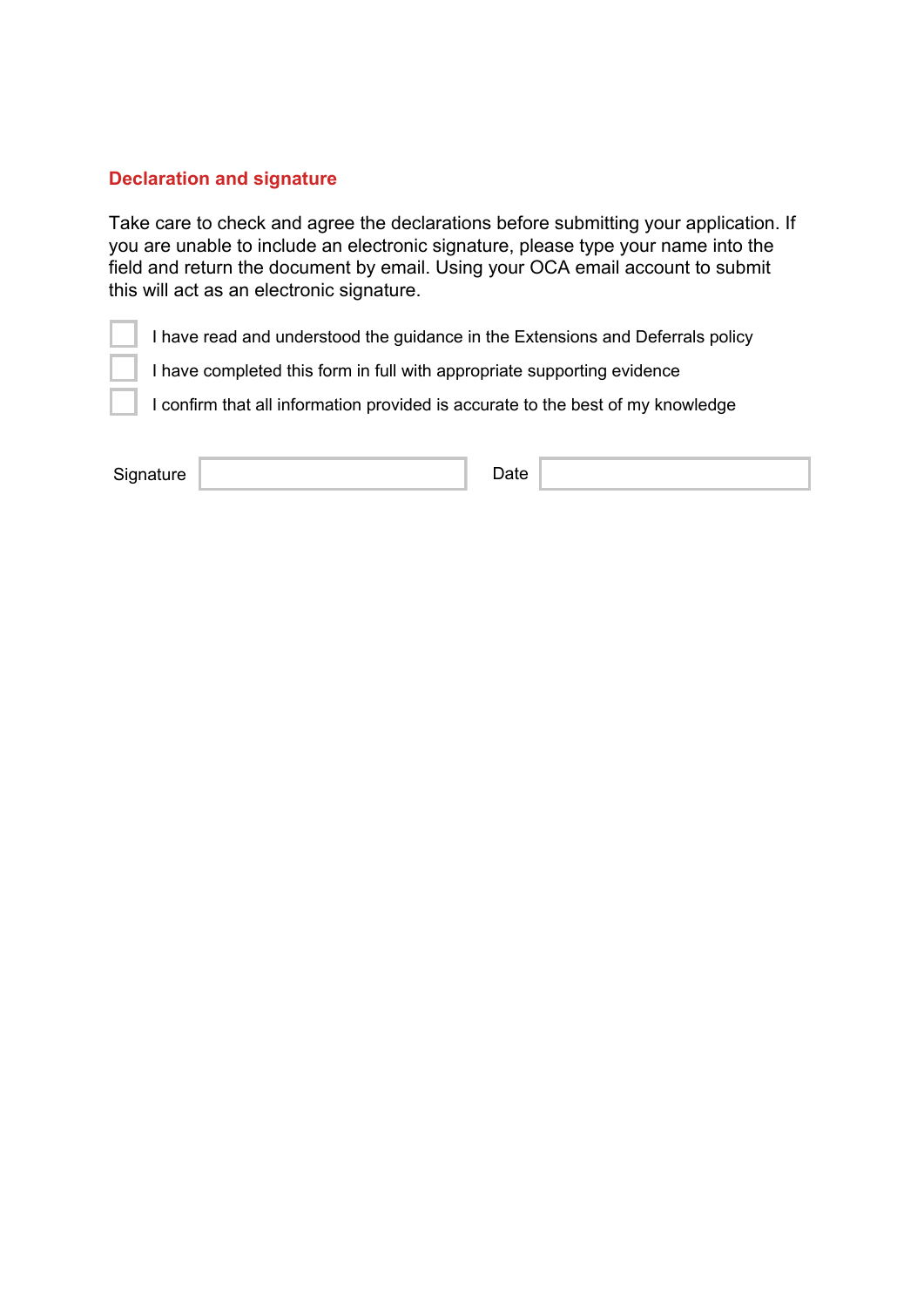## Declaration and signature

Take care to check and agree the declarations before submitting your application. If you are unable to include an electronic signature, please type your name into the field and return the document by email. Using your OCA email account to submit this will act as an electronic signature.

- [ ] I have read and understood the guidance in the Extensions and Deferrals policy
- [ ] I have completed this form in full with appropriate supporting evidence
- [ ] I confirm that all information provided is accurate to the best of my knowledge

| | | | |
|---|---|---|---|
| Signature | | Date | |